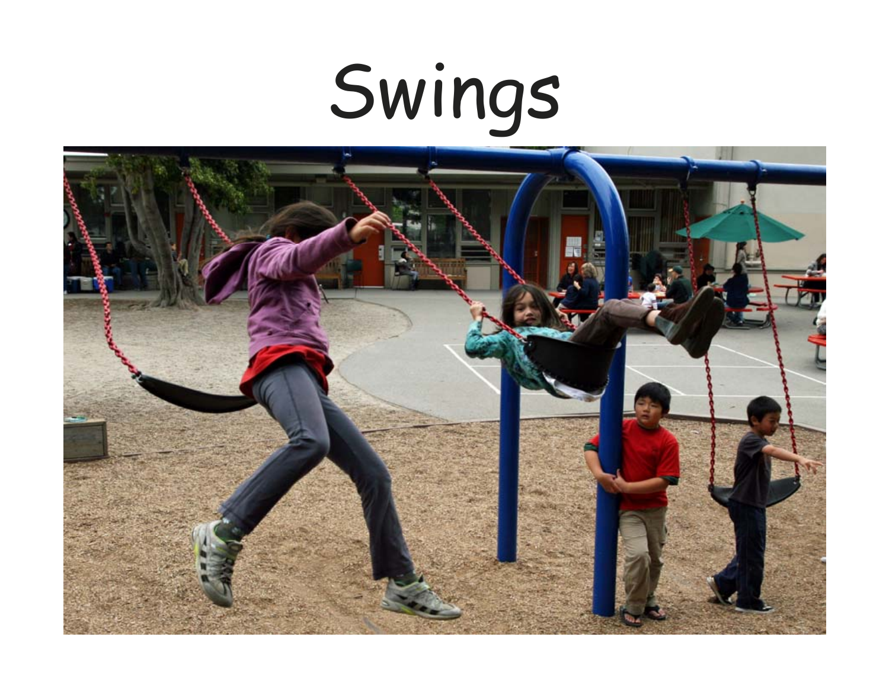# Swings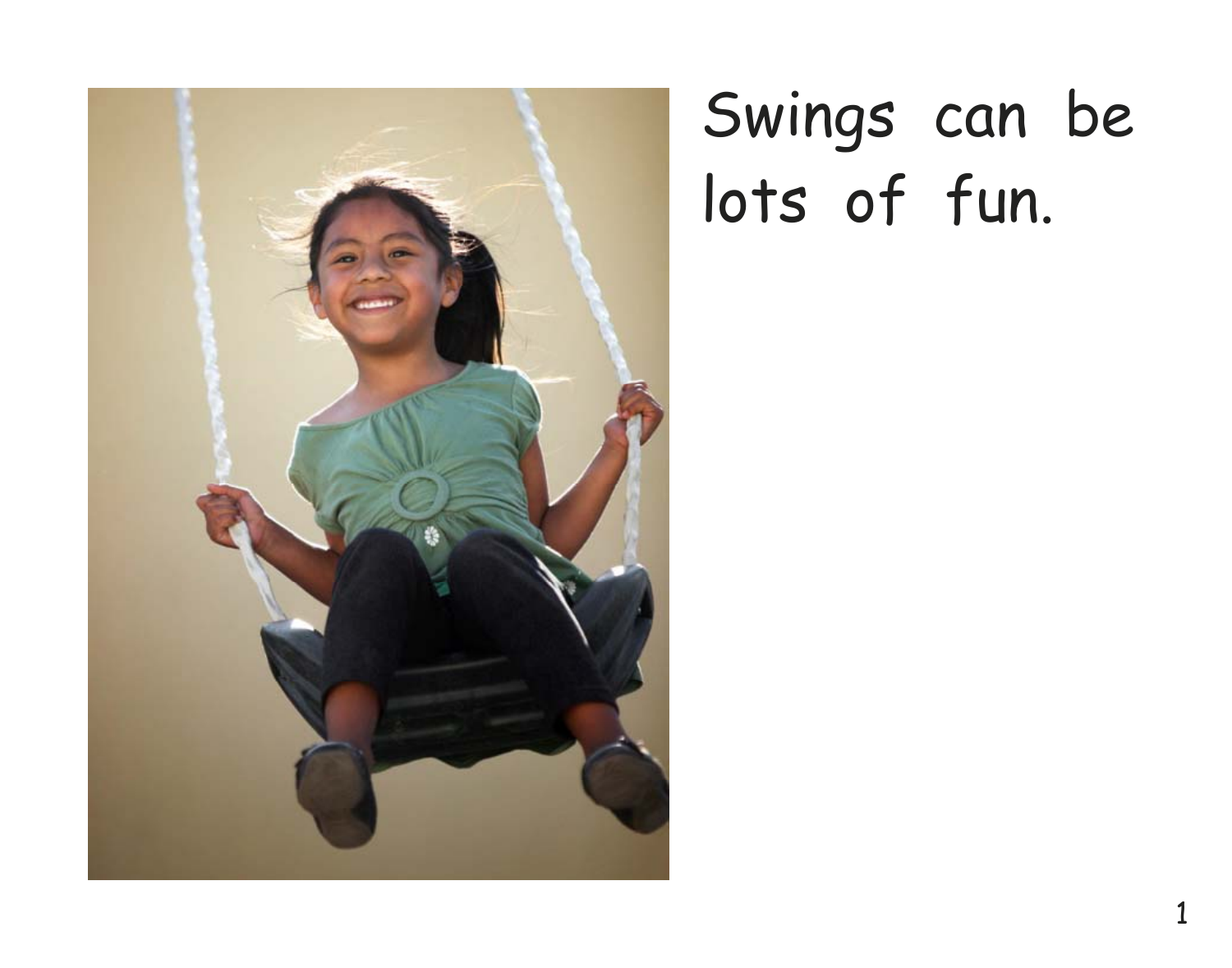Swings can be lots of fun.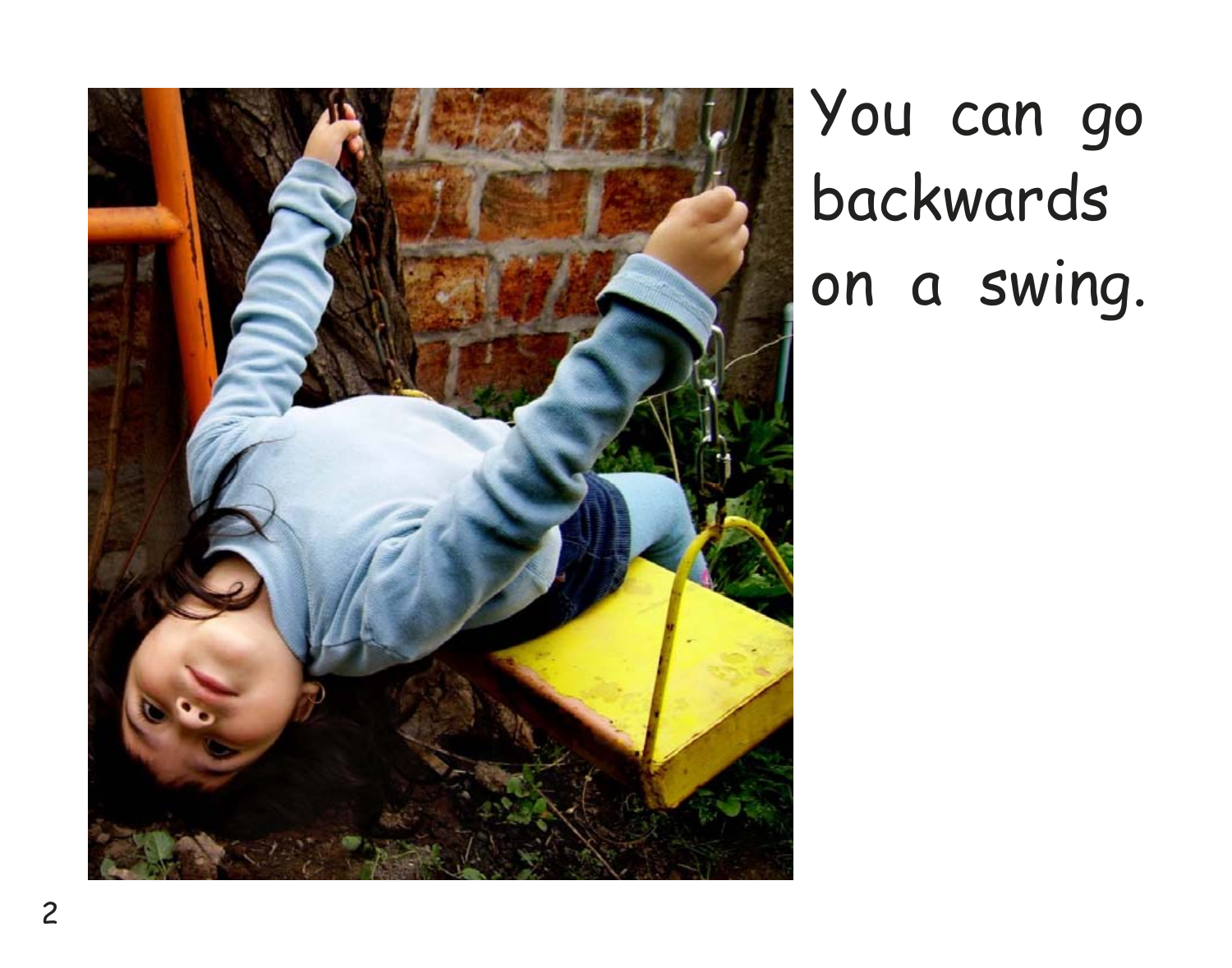You can go backwards on a swing.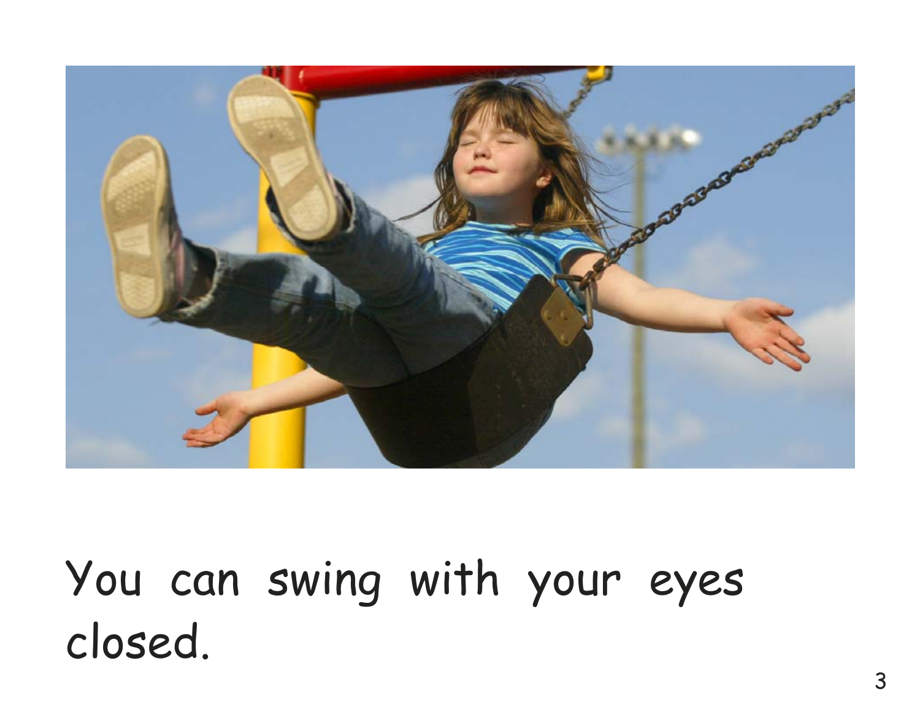You can swing with your eyes closed.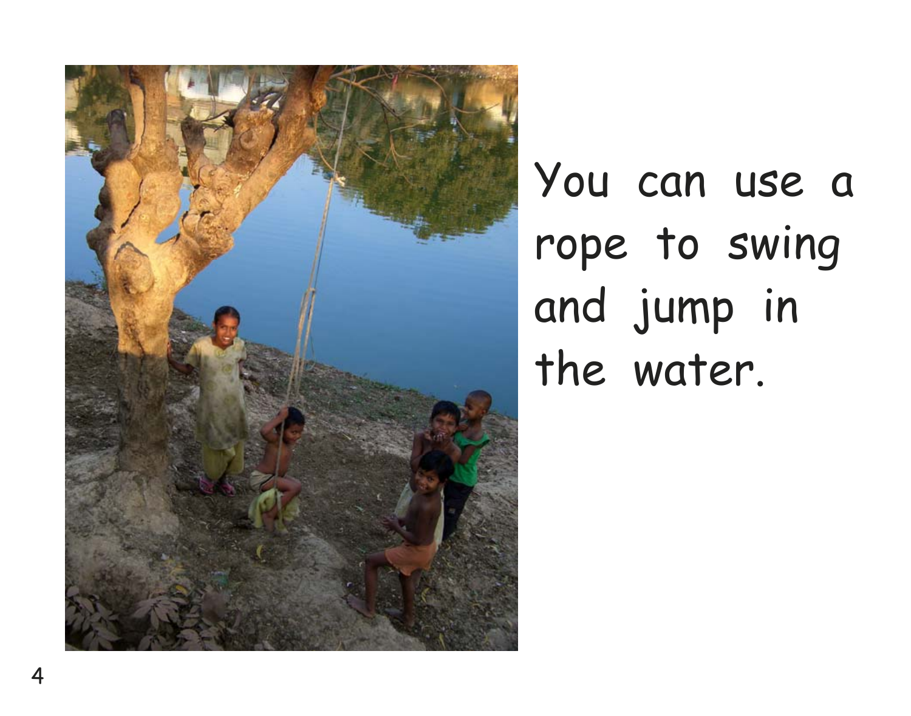You can use a rope to swing and jump in the water.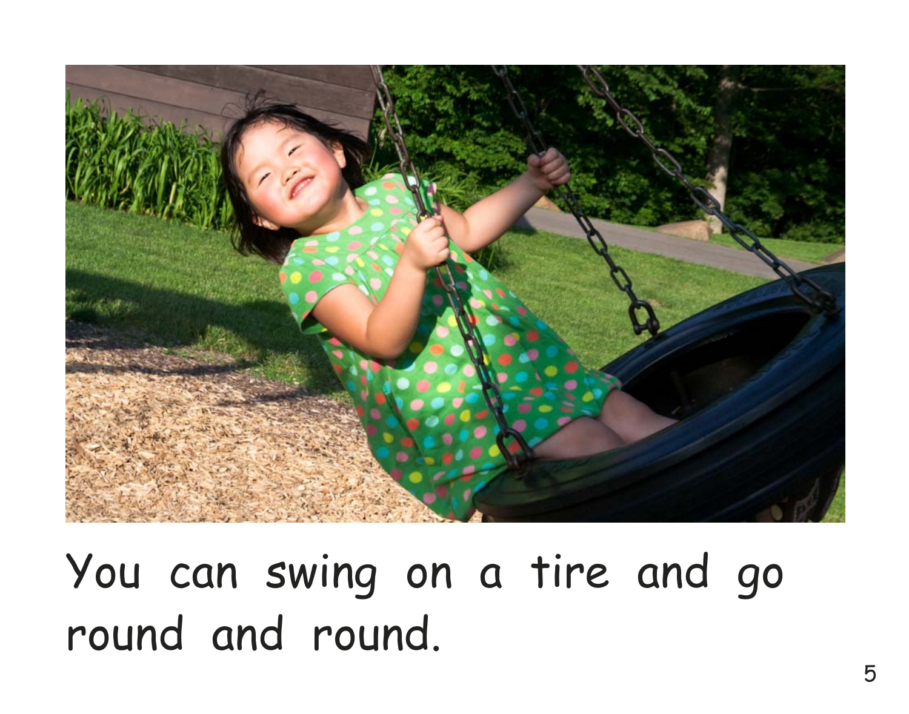You can swing on a tire and go round and round.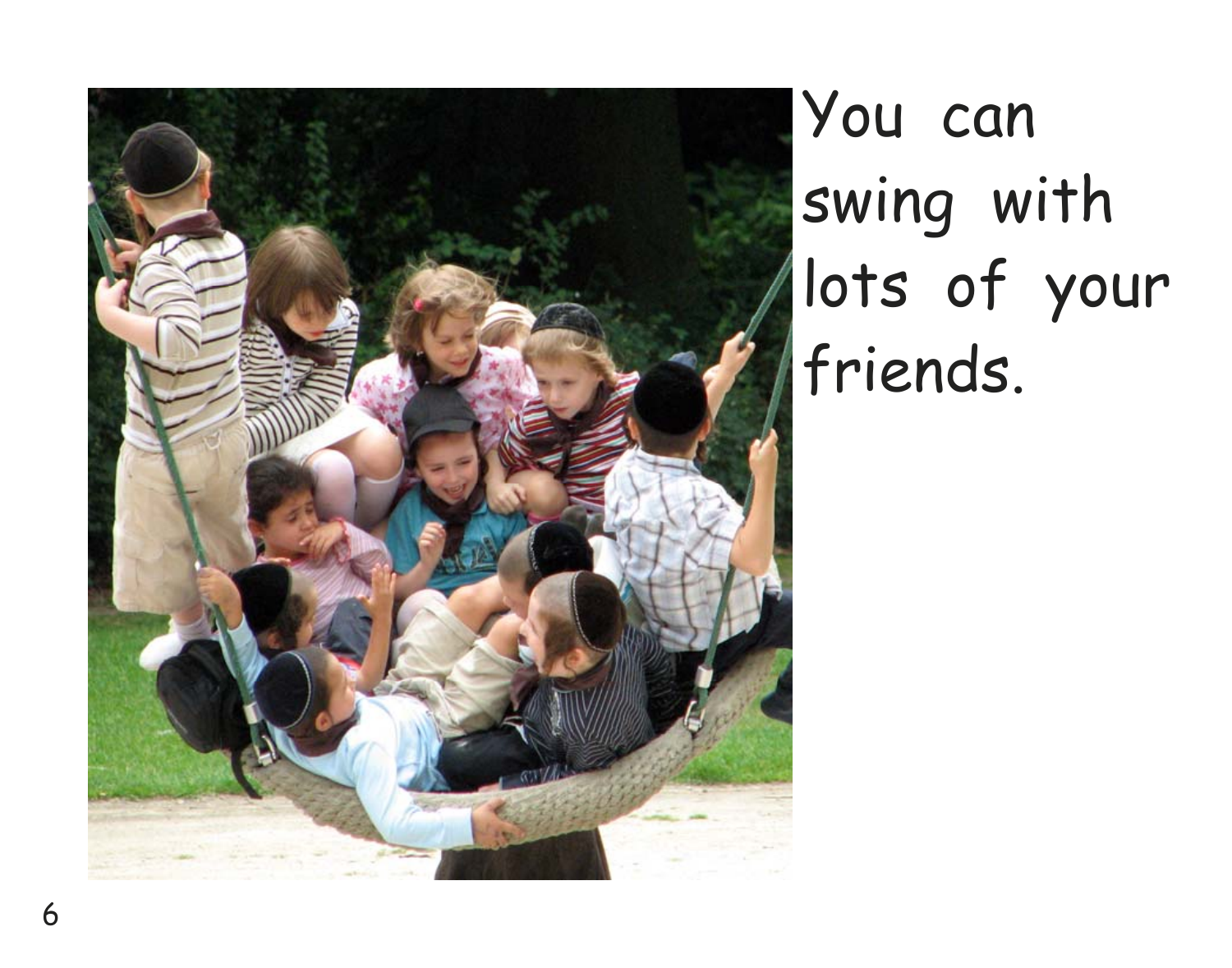You can swing with lots of your friends.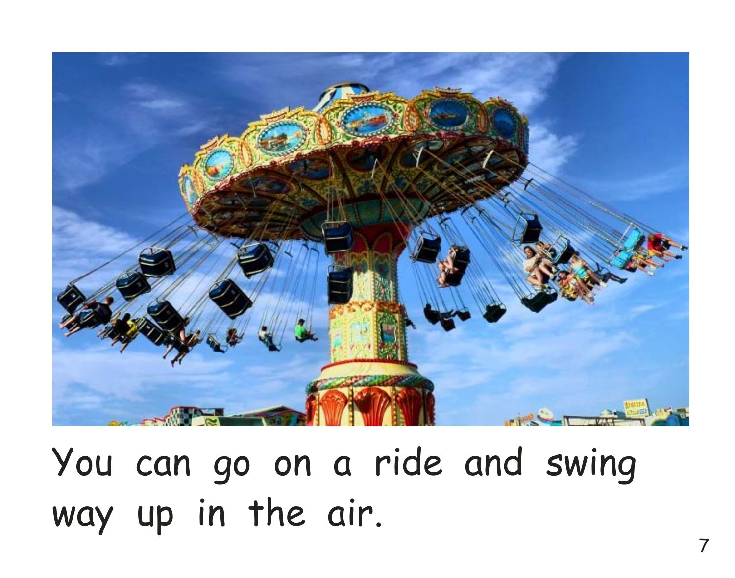You can go on a ride and swing way up in the air.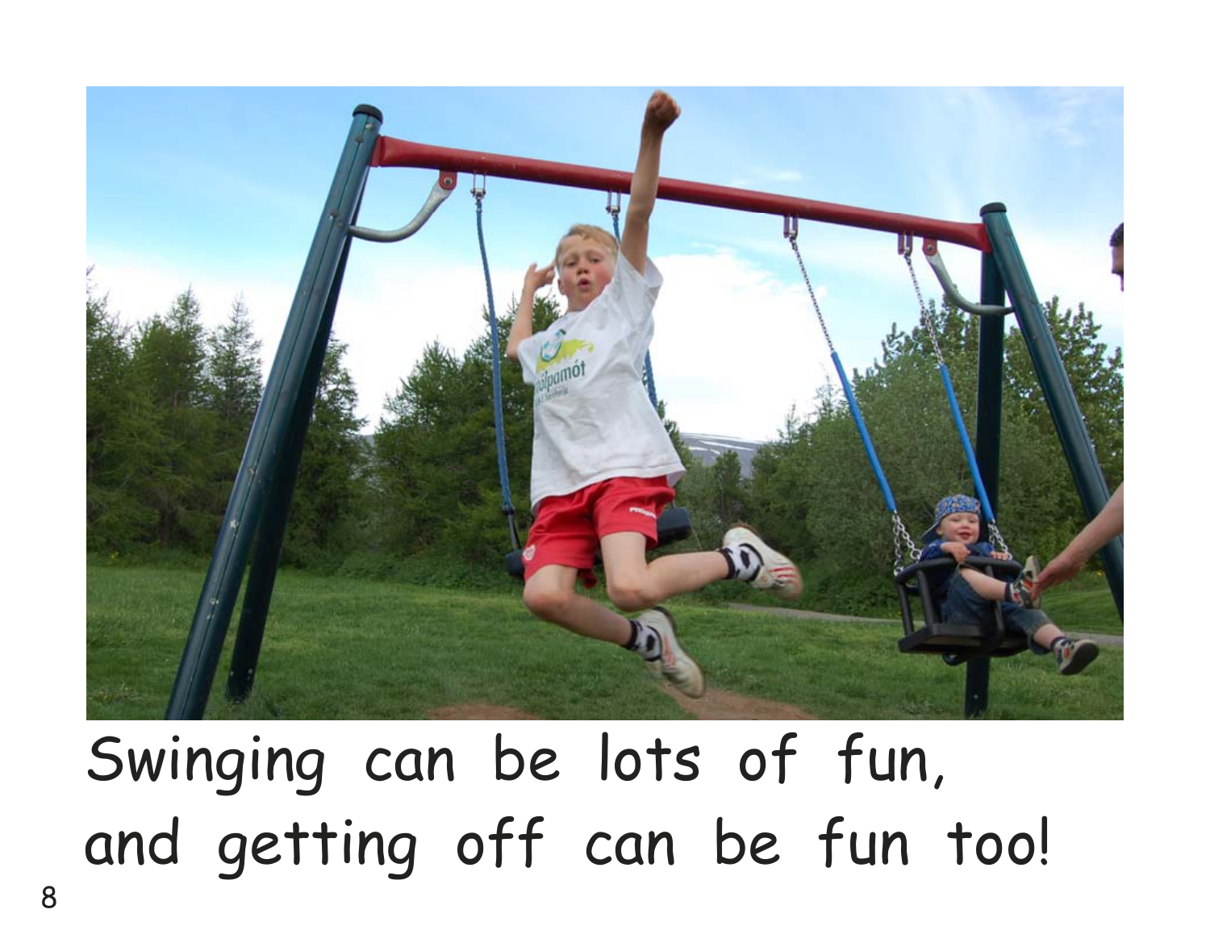Swinging can be lots of fun, and getting off can be fun too!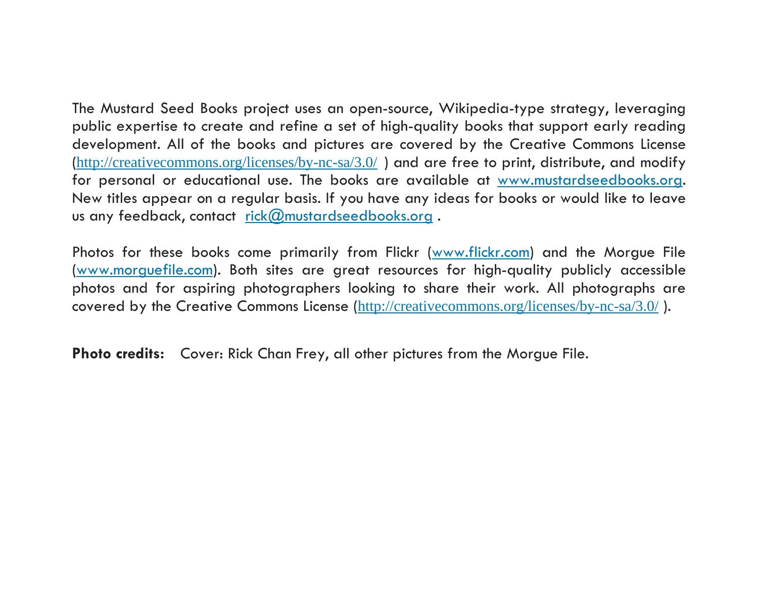The Mustard Seed Books project uses an open-source, Wikipedia-type strategy, leveraging public expertise to create and refine a set of high-quality books that support early reading development. All of the books and pictures are covered by the Creative Commons License (http://creativecommons.org/licenses/by-nc-sa/3.0/ ) and are free to print, distribute, and modify for personal or educational use. The books are available at www.mustardseedbooks.org. New titles appear on a regular basis. If you have any ideas for books or would like to leave us any feedback, contact rick@mustardseedbooks.org .

Photos for these books come primarily from Flickr (www.flickr.com) and the Morgue File (www.morguefile.com). Both sites are great resources for high-quality publicly accessible photos and for aspiring photographers looking to share their work. All photographs are covered by the Creative Commons License (http://creativecommons.org/licenses/by-nc-sa/3.0/ ).

**Photo credits:** Cover: Rick Chan Frey, all other pictures from the Morgue File.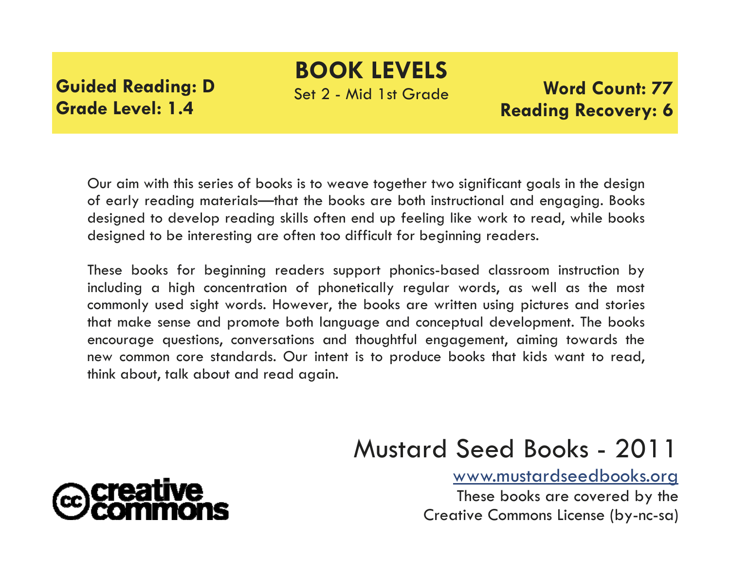**Guided Reading: D**
**Grade Level: 1.4**

# BOOK LEVELS

Set 2 - Mid 1st Grade

**Word Count: 77**
**Reading Recovery: 6**

Our aim with this series of books is to weave together two significant goals in the design of early reading materials—that the books are both instructional and engaging. Books designed to develop reading skills often end up feeling like work to read, while books designed to be interesting are often too difficult for beginning readers.

These books for beginning readers support phonics-based classroom instruction by including a high concentration of phonetically regular words, as well as the most commonly used sight words. However, the books are written using pictures and stories that make sense and promote both language and conceptual development. The books encourage questions, conversations and thoughtful engagement, aiming towards the new common core standards. Our intent is to produce books that kids want to read, think about, talk about and read again.

creative commons

## Mustard Seed Books - 2011

www.mustardseedbooks.org

These books are covered by the Creative Commons License (by-nc-sa)